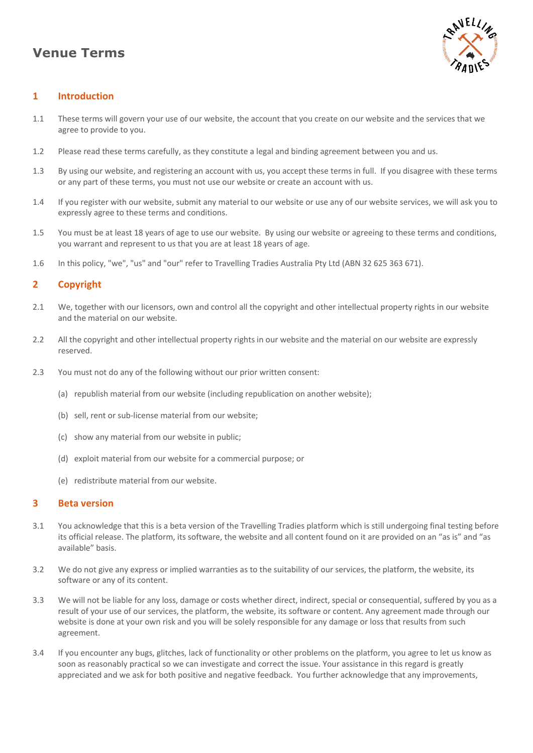# Venue Terms

## 1 Introduction

1.1 These terms will govern your use of our website, the account that you create on our website and the services that we agree to provide to you.

1.2 Please read these terms carefully, as they constitute a legal and binding agreement between you and us.

1.3 By using our website, and registering an account with us, you accept these terms in full. If you disagree with these terms or any part of these terms, you must not use our website or create an account with us.

1.4 If you register with our website, submit any material to our website or use any of our website services, we will ask you to expressly agree to these terms and conditions.

1.5 You must be at least 18 years of age to use our website. By using our website or agreeing to these terms and conditions, you warrant and represent to us that you are at least 18 years of age.

1.6 In this policy, "we", "us" and "our" refer to Travelling Tradies Australia Pty Ltd (ABN 32 625 363 671).

## 2 Copyright

2.1 We, together with our licensors, own and control all the copyright and other intellectual property rights in our website and the material on our website.

2.2 All the copyright and other intellectual property rights in our website and the material on our website are expressly reserved.

2.3 You must not do any of the following without our prior written consent:

(a) republish material from our website (including republication on another website);

(b) sell, rent or sub-license material from our website;

(c) show any material from our website in public;

(d) exploit material from our website for a commercial purpose; or

(e) redistribute material from our website.

## 3 Beta version

3.1 You acknowledge that this is a beta version of the Travelling Tradies platform which is still undergoing final testing before its official release. The platform, its software, the website and all content found on it are provided on an "as is" and "as available" basis.

3.2 We do not give any express or implied warranties as to the suitability of our services, the platform, the website, its software or any of its content.

3.3 We will not be liable for any loss, damage or costs whether direct, indirect, special or consequential, suffered by you as a result of your use of our services, the platform, the website, its software or content. Any agreement made through our website is done at your own risk and you will be solely responsible for any damage or loss that results from such agreement.

3.4 If you encounter any bugs, glitches, lack of functionality or other problems on the platform, you agree to let us know as soon as reasonably practical so we can investigate and correct the issue. Your assistance in this regard is greatly appreciated and we ask for both positive and negative feedback. You further acknowledge that any improvements,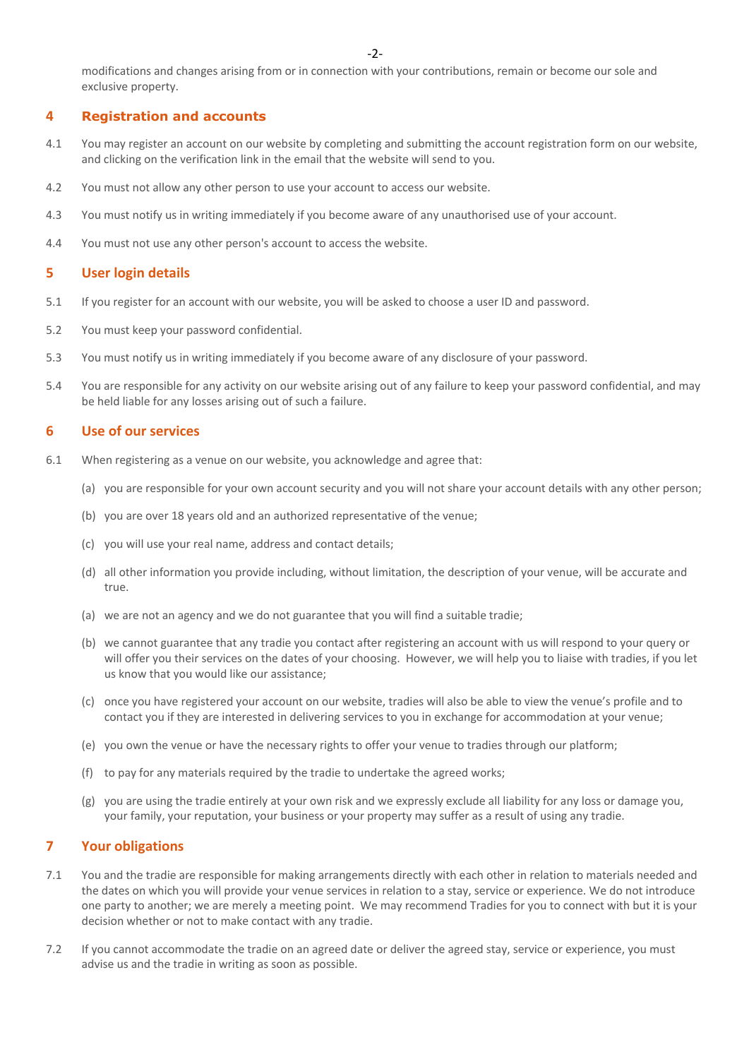modifications and changes arising from or in connection with your contributions, remain or become our sole and exclusive property.

## 4 Registration and accounts

4.1 You may register an account on our website by completing and submitting the account registration form on our website, and clicking on the verification link in the email that the website will send to you.

4.2 You must not allow any other person to use your account to access our website.

4.3 You must notify us in writing immediately if you become aware of any unauthorised use of your account.

4.4 You must not use any other person's account to access the website.

## 5 User login details

5.1 If you register for an account with our website, you will be asked to choose a user ID and password.

5.2 You must keep your password confidential.

5.3 You must notify us in writing immediately if you become aware of any disclosure of your password.

5.4 You are responsible for any activity on our website arising out of any failure to keep your password confidential, and may be held liable for any losses arising out of such a failure.

## 6 Use of our services

6.1 When registering as a venue on our website, you acknowledge and agree that:

(a) you are responsible for your own account security and you will not share your account details with any other person;

(b) you are over 18 years old and an authorized representative of the venue;

(c) you will use your real name, address and contact details;

(d) all other information you provide including, without limitation, the description of your venue, will be accurate and true.

(a) we are not an agency and we do not guarantee that you will find a suitable tradie;

(b) we cannot guarantee that any tradie you contact after registering an account with us will respond to your query or will offer you their services on the dates of your choosing. However, we will help you to liaise with tradies, if you let us know that you would like our assistance;

(c) once you have registered your account on our website, tradies will also be able to view the venue's profile and to contact you if they are interested in delivering services to you in exchange for accommodation at your venue;

(e) you own the venue or have the necessary rights to offer your venue to tradies through our platform;

(f) to pay for any materials required by the tradie to undertake the agreed works;

(g) you are using the tradie entirely at your own risk and we expressly exclude all liability for any loss or damage you, your family, your reputation, your business or your property may suffer as a result of using any tradie.

## 7 Your obligations

7.1 You and the tradie are responsible for making arrangements directly with each other in relation to materials needed and the dates on which you will provide your venue services in relation to a stay, service or experience. We do not introduce one party to another; we are merely a meeting point. We may recommend Tradies for you to connect with but it is your decision whether or not to make contact with any tradie.

7.2 If you cannot accommodate the tradie on an agreed date or deliver the agreed stay, service or experience, you must advise us and the tradie in writing as soon as possible.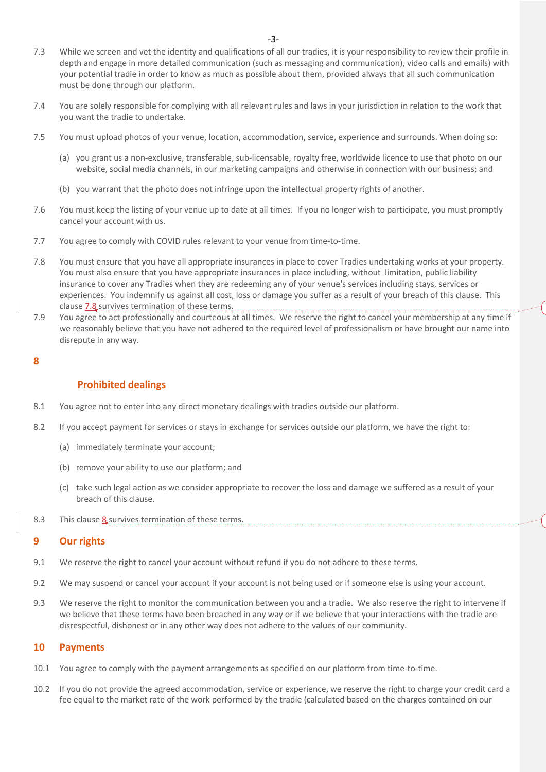7.3 While we screen and vet the identity and qualifications of all our tradies, it is your responsibility to review their profile in depth and engage in more detailed communication (such as messaging and communication), video calls and emails) with your potential tradie in order to know as much as possible about them, provided always that all such communication must be done through our platform.

7.4 You are solely responsible for complying with all relevant rules and laws in your jurisdiction in relation to the work that you want the tradie to undertake.

7.5 You must upload photos of your venue, location, accommodation, service, experience and surrounds. When doing so:

(a) you grant us a non-exclusive, transferable, sub-licensable, royalty free, worldwide licence to use that photo on our website, social media channels, in our marketing campaigns and otherwise in connection with our business; and

(b) you warrant that the photo does not infringe upon the intellectual property rights of another.

7.6 You must keep the listing of your venue up to date at all times. If you no longer wish to participate, you must promptly cancel your account with us.

7.7 You agree to comply with COVID rules relevant to your venue from time-to-time.

7.8 You must ensure that you have all appropriate insurances in place to cover Tradies undertaking works at your property. You must also ensure that you have appropriate insurances in place including, without limitation, public liability insurance to cover any Tradies when they are redeeming any of your venue's services including stays, services or experiences. You indemnify us against all cost, loss or damage you suffer as a result of your breach of this clause. This clause 7.8 survives termination of these terms.

7.9 You agree to act professionally and courteous at all times. We reserve the right to cancel your membership at any time if we reasonably believe that you have not adhered to the required level of professionalism or have brought our name into disrepute in any way.

## 8 Prohibited dealings

8.1 You agree not to enter into any direct monetary dealings with tradies outside our platform.

8.2 If you accept payment for services or stays in exchange for services outside our platform, we have the right to:

(a) immediately terminate your account;

(b) remove your ability to use our platform; and

(c) take such legal action as we consider appropriate to recover the loss and damage we suffered as a result of your breach of this clause.

8.3 This clause 8 survives termination of these terms.

## 9 Our rights

9.1 We reserve the right to cancel your account without refund if you do not adhere to these terms.

9.2 We may suspend or cancel your account if your account is not being used or if someone else is using your account.

9.3 We reserve the right to monitor the communication between you and a tradie. We also reserve the right to intervene if we believe that these terms have been breached in any way or if we believe that your interactions with the tradie are disrespectful, dishonest or in any other way does not adhere to the values of our community.

## 10 Payments

10.1 You agree to comply with the payment arrangements as specified on our platform from time-to-time.

10.2 If you do not provide the agreed accommodation, service or experience, we reserve the right to charge your credit card a fee equal to the market rate of the work performed by the tradie (calculated based on the charges contained on our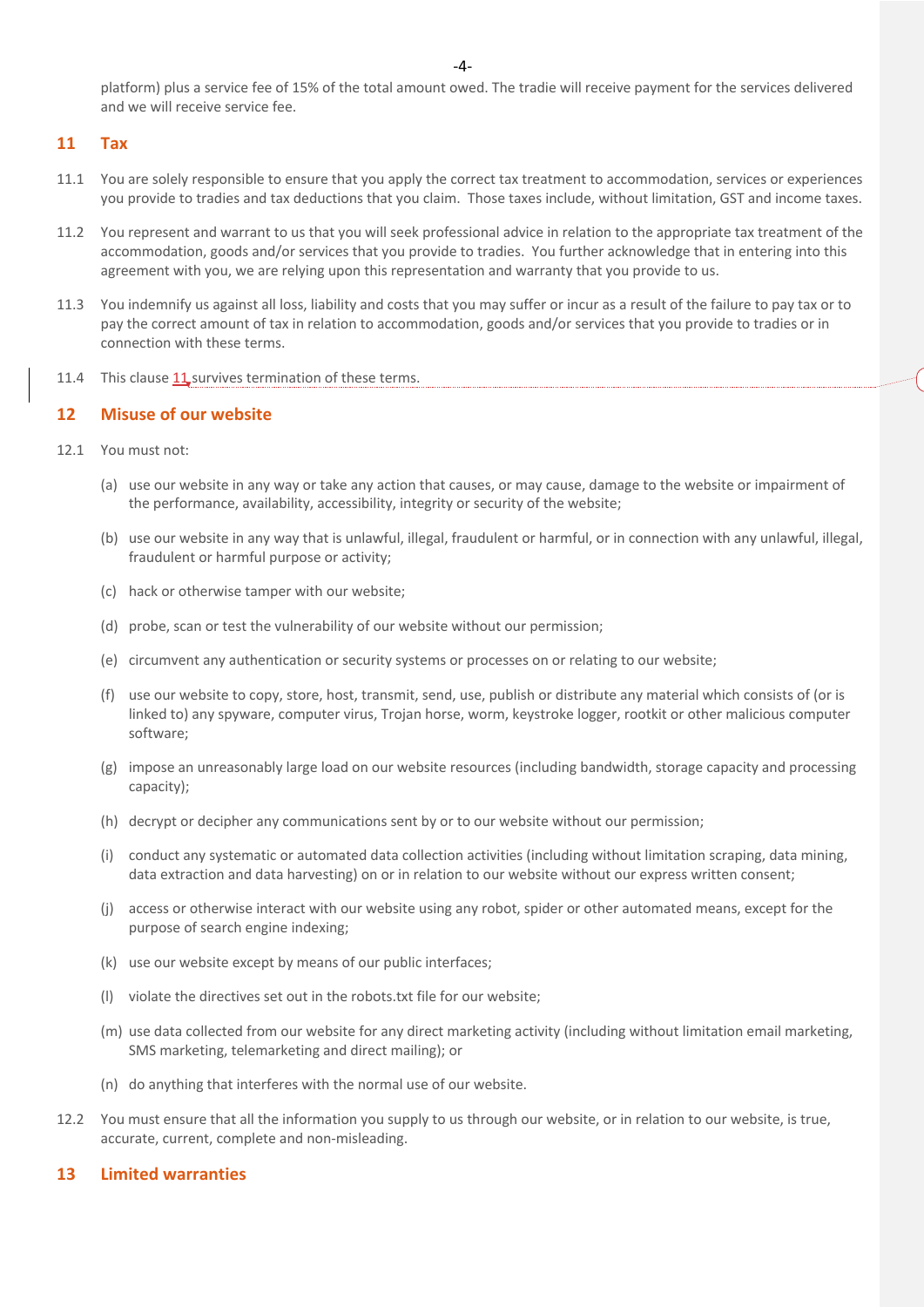platform) plus a service fee of 15% of the total amount owed. The tradie will receive payment for the services delivered and we will receive service fee.

## 11 Tax

11.1 You are solely responsible to ensure that you apply the correct tax treatment to accommodation, services or experiences you provide to tradies and tax deductions that you claim. Those taxes include, without limitation, GST and income taxes.

11.2 You represent and warrant to us that you will seek professional advice in relation to the appropriate tax treatment of the accommodation, goods and/or services that you provide to tradies. You further acknowledge that in entering into this agreement with you, we are relying upon this representation and warranty that you provide to us.

11.3 You indemnify us against all loss, liability and costs that you may suffer or incur as a result of the failure to pay tax or to pay the correct amount of tax in relation to accommodation, goods and/or services that you provide to tradies or in connection with these terms.

11.4 This clause 11 survives termination of these terms.

## 12 Misuse of our website

12.1 You must not:

(a) use our website in any way or take any action that causes, or may cause, damage to the website or impairment of the performance, availability, accessibility, integrity or security of the website;

(b) use our website in any way that is unlawful, illegal, fraudulent or harmful, or in connection with any unlawful, illegal, fraudulent or harmful purpose or activity;

(c) hack or otherwise tamper with our website;

(d) probe, scan or test the vulnerability of our website without our permission;

(e) circumvent any authentication or security systems or processes on or relating to our website;

(f) use our website to copy, store, host, transmit, send, use, publish or distribute any material which consists of (or is linked to) any spyware, computer virus, Trojan horse, worm, keystroke logger, rootkit or other malicious computer software;

(g) impose an unreasonably large load on our website resources (including bandwidth, storage capacity and processing capacity);

(h) decrypt or decipher any communications sent by or to our website without our permission;

(i) conduct any systematic or automated data collection activities (including without limitation scraping, data mining, data extraction and data harvesting) on or in relation to our website without our express written consent;

(j) access or otherwise interact with our website using any robot, spider or other automated means, except for the purpose of search engine indexing;

(k) use our website except by means of our public interfaces;

(l) violate the directives set out in the robots.txt file for our website;

(m) use data collected from our website for any direct marketing activity (including without limitation email marketing, SMS marketing, telemarketing and direct mailing); or

(n) do anything that interferes with the normal use of our website.

12.2 You must ensure that all the information you supply to us through our website, or in relation to our website, is true, accurate, current, complete and non-misleading.

## 13 Limited warranties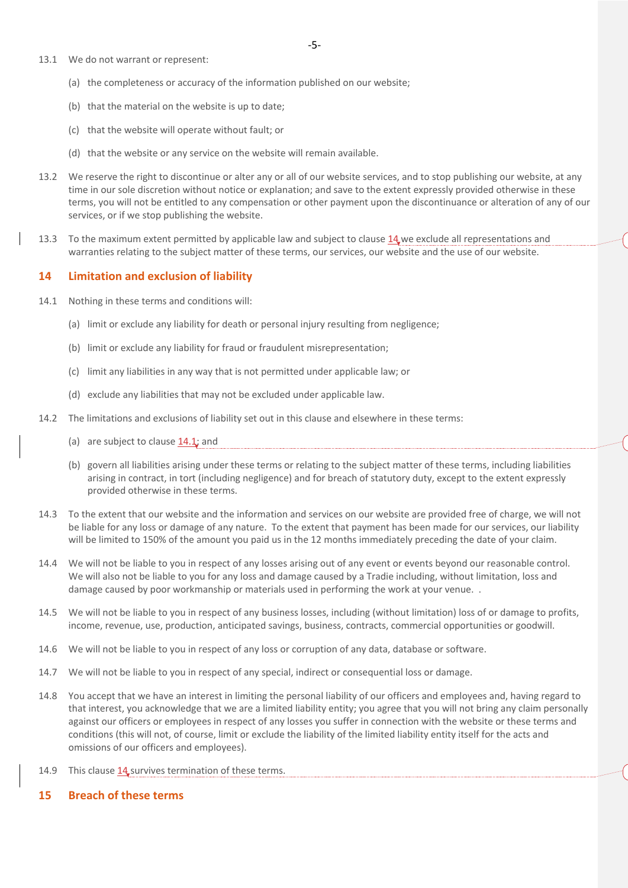13.1 We do not warrant or represent:

(a) the completeness or accuracy of the information published on our website;

(b) that the material on the website is up to date;

(c) that the website will operate without fault; or

(d) that the website or any service on the website will remain available.

13.2 We reserve the right to discontinue or alter any or all of our website services, and to stop publishing our website, at any time in our sole discretion without notice or explanation; and save to the extent expressly provided otherwise in these terms, you will not be entitled to any compensation or other payment upon the discontinuance or alteration of any of our services, or if we stop publishing the website.

13.3 To the maximum extent permitted by applicable law and subject to clause 14 we exclude all representations and warranties relating to the subject matter of these terms, our services, our website and the use of our website.

## 14 Limitation and exclusion of liability

14.1 Nothing in these terms and conditions will:

(a) limit or exclude any liability for death or personal injury resulting from negligence;

(b) limit or exclude any liability for fraud or fraudulent misrepresentation;

(c) limit any liabilities in any way that is not permitted under applicable law; or

(d) exclude any liabilities that may not be excluded under applicable law.

14.2 The limitations and exclusions of liability set out in this clause and elsewhere in these terms:

(a) are subject to clause 14.1; and

(b) govern all liabilities arising under these terms or relating to the subject matter of these terms, including liabilities arising in contract, in tort (including negligence) and for breach of statutory duty, except to the extent expressly provided otherwise in these terms.

14.3 To the extent that our website and the information and services on our website are provided free of charge, we will not be liable for any loss or damage of any nature. To the extent that payment has been made for our services, our liability will be limited to 150% of the amount you paid us in the 12 months immediately preceding the date of your claim.

14.4 We will not be liable to you in respect of any losses arising out of any event or events beyond our reasonable control. We will also not be liable to you for any loss and damage caused by a Tradie including, without limitation, loss and damage caused by poor workmanship or materials used in performing the work at your venue. .

14.5 We will not be liable to you in respect of any business losses, including (without limitation) loss of or damage to profits, income, revenue, use, production, anticipated savings, business, contracts, commercial opportunities or goodwill.

14.6 We will not be liable to you in respect of any loss or corruption of any data, database or software.

14.7 We will not be liable to you in respect of any special, indirect or consequential loss or damage.

14.8 You accept that we have an interest in limiting the personal liability of our officers and employees and, having regard to that interest, you acknowledge that we are a limited liability entity; you agree that you will not bring any claim personally against our officers or employees in respect of any losses you suffer in connection with the website or these terms and conditions (this will not, of course, limit or exclude the liability of the limited liability entity itself for the acts and omissions of our officers and employees).

14.9 This clause 14 survives termination of these terms.

## 15 Breach of these terms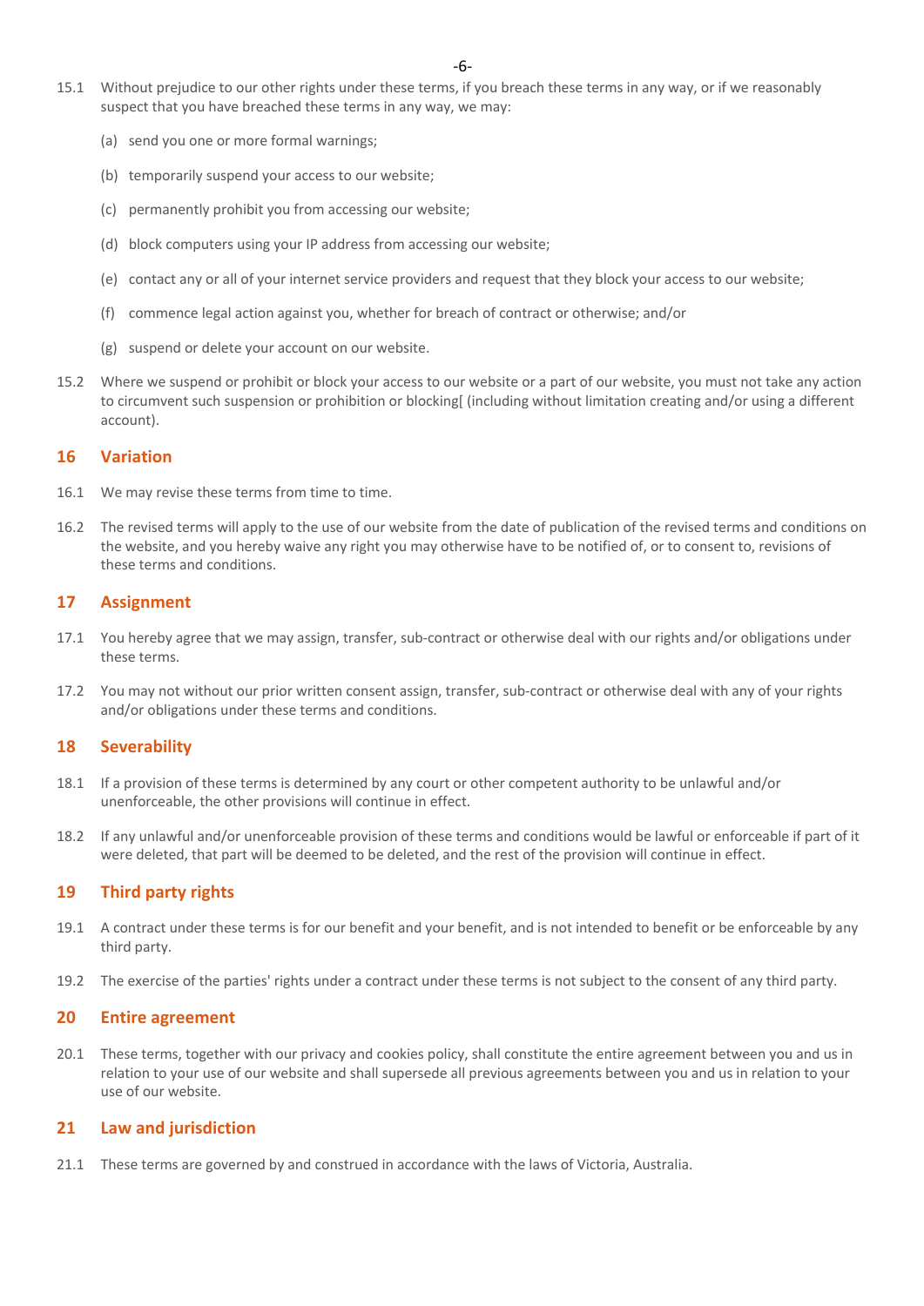15.1 Without prejudice to our other rights under these terms, if you breach these terms in any way, or if we reasonably suspect that you have breached these terms in any way, we may:

(a) send you one or more formal warnings;

(b) temporarily suspend your access to our website;

(c) permanently prohibit you from accessing our website;

(d) block computers using your IP address from accessing our website;

(e) contact any or all of your internet service providers and request that they block your access to our website;

(f) commence legal action against you, whether for breach of contract or otherwise; and/or

(g) suspend or delete your account on our website.

15.2 Where we suspend or prohibit or block your access to our website or a part of our website, you must not take any action to circumvent such suspension or prohibition or blocking[ (including without limitation creating and/or using a different account).

## 16 Variation

16.1 We may revise these terms from time to time.

16.2 The revised terms will apply to the use of our website from the date of publication of the revised terms and conditions on the website, and you hereby waive any right you may otherwise have to be notified of, or to consent to, revisions of these terms and conditions.

## 17 Assignment

17.1 You hereby agree that we may assign, transfer, sub-contract or otherwise deal with our rights and/or obligations under these terms.

17.2 You may not without our prior written consent assign, transfer, sub-contract or otherwise deal with any of your rights and/or obligations under these terms and conditions.

## 18 Severability

18.1 If a provision of these terms is determined by any court or other competent authority to be unlawful and/or unenforceable, the other provisions will continue in effect.

18.2 If any unlawful and/or unenforceable provision of these terms and conditions would be lawful or enforceable if part of it were deleted, that part will be deemed to be deleted, and the rest of the provision will continue in effect.

## 19 Third party rights

19.1 A contract under these terms is for our benefit and your benefit, and is not intended to benefit or be enforceable by any third party.

19.2 The exercise of the parties' rights under a contract under these terms is not subject to the consent of any third party.

## 20 Entire agreement

20.1 These terms, together with our privacy and cookies policy, shall constitute the entire agreement between you and us in relation to your use of our website and shall supersede all previous agreements between you and us in relation to your use of our website.

## 21 Law and jurisdiction

21.1 These terms are governed by and construed in accordance with the laws of Victoria, Australia.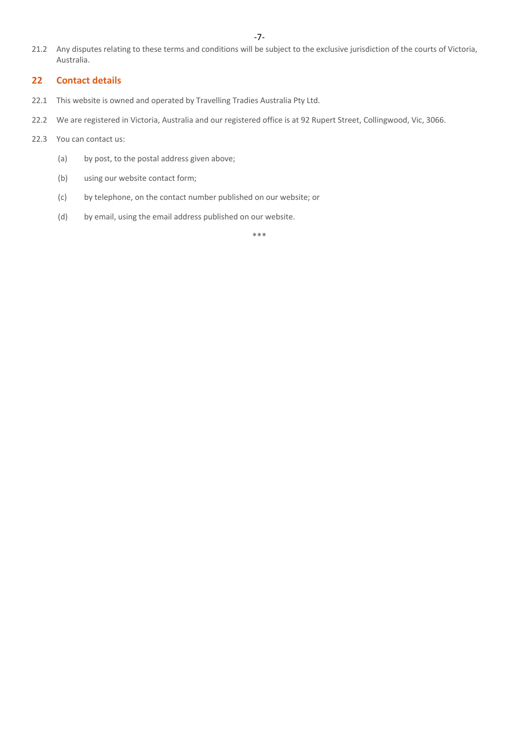21.2 Any disputes relating to these terms and conditions will be subject to the exclusive jurisdiction of the courts of Victoria, Australia.

## 22 Contact details

22.1 This website is owned and operated by Travelling Tradies Australia Pty Ltd.

22.2 We are registered in Victoria, Australia and our registered office is at 92 Rupert Street, Collingwood, Vic, 3066.

22.3 You can contact us:

(a) by post, to the postal address given above;

(b) using our website contact form;

(c) by telephone, on the contact number published on our website; or

(d) by email, using the email address published on our website.

***